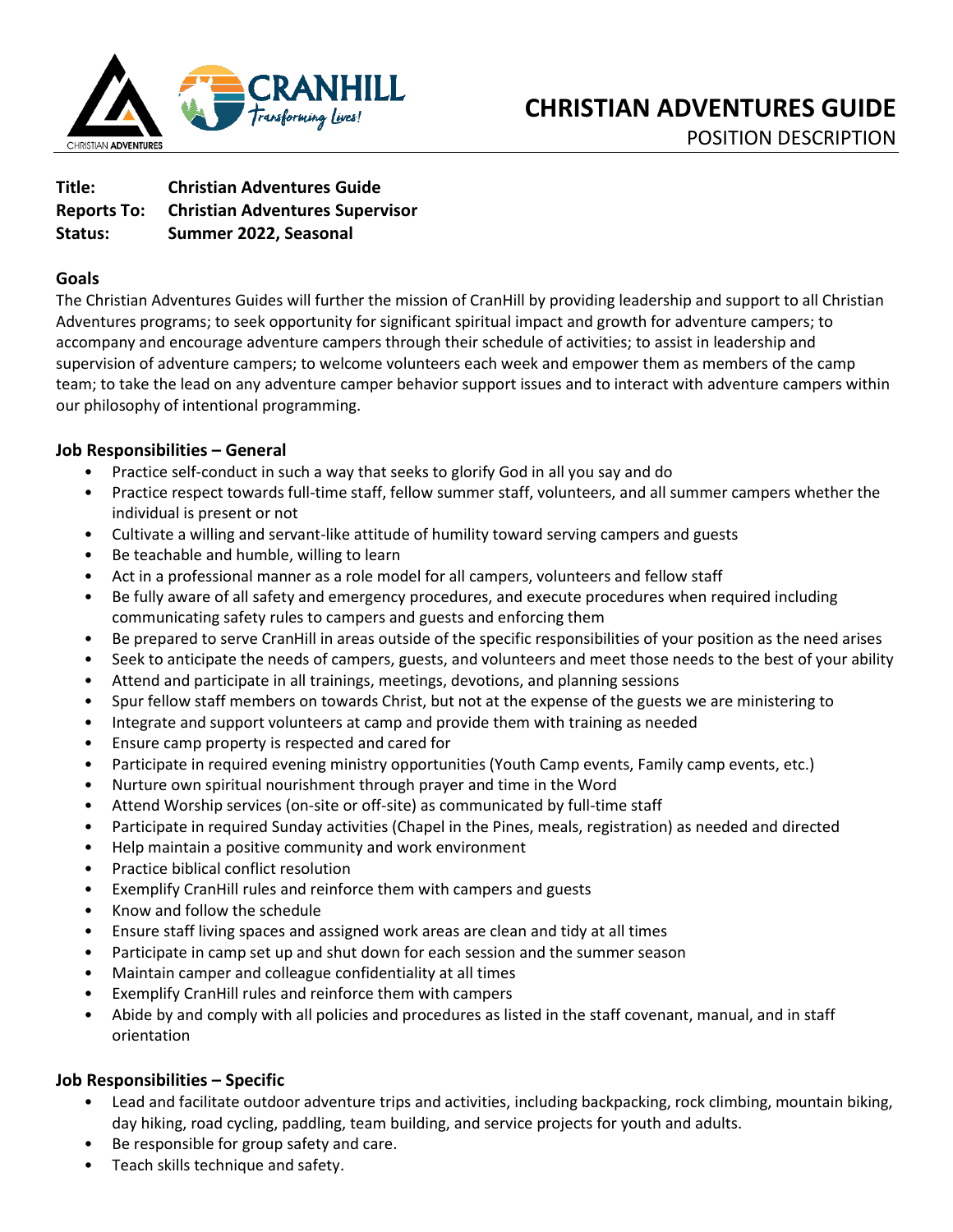# CHRISTIAN ADVENTURES GUIDE

POSITION DESCRIPTION

**Title:** **Christian Adventures Guide**
**Reports To:** **Christian Adventures Supervisor**
**Status:** **Summer 2022, Seasonal**

## Goals

The Christian Adventures Guides will further the mission of CranHill by providing leadership and support to all Christian Adventures programs; to seek opportunity for significant spiritual impact and growth for adventure campers; to accompany and encourage adventure campers through their schedule of activities; to assist in leadership and supervision of adventure campers; to welcome volunteers each week and empower them as members of the camp team; to take the lead on any adventure camper behavior support issues and to interact with adventure campers within our philosophy of intentional programming.

## Job Responsibilities – General

- Practice self-conduct in such a way that seeks to glorify God in all you say and do
- Practice respect towards full-time staff, fellow summer staff, volunteers, and all summer campers whether the individual is present or not
- Cultivate a willing and servant-like attitude of humility toward serving campers and guests
- Be teachable and humble, willing to learn
- Act in a professional manner as a role model for all campers, volunteers and fellow staff
- Be fully aware of all safety and emergency procedures, and execute procedures when required including communicating safety rules to campers and guests and enforcing them
- Be prepared to serve CranHill in areas outside of the specific responsibilities of your position as the need arises
- Seek to anticipate the needs of campers, guests, and volunteers and meet those needs to the best of your ability
- Attend and participate in all trainings, meetings, devotions, and planning sessions
- Spur fellow staff members on towards Christ, but not at the expense of the guests we are ministering to
- Integrate and support volunteers at camp and provide them with training as needed
- Ensure camp property is respected and cared for
- Participate in required evening ministry opportunities (Youth Camp events, Family camp events, etc.)
- Nurture own spiritual nourishment through prayer and time in the Word
- Attend Worship services (on-site or off-site) as communicated by full-time staff
- Participate in required Sunday activities (Chapel in the Pines, meals, registration) as needed and directed
- Help maintain a positive community and work environment
- Practice biblical conflict resolution
- Exemplify CranHill rules and reinforce them with campers and guests
- Know and follow the schedule
- Ensure staff living spaces and assigned work areas are clean and tidy at all times
- Participate in camp set up and shut down for each session and the summer season
- Maintain camper and colleague confidentiality at all times
- Exemplify CranHill rules and reinforce them with campers
- Abide by and comply with all policies and procedures as listed in the staff covenant, manual, and in staff orientation

## Job Responsibilities – Specific

- Lead and facilitate outdoor adventure trips and activities, including backpacking, rock climbing, mountain biking, day hiking, road cycling, paddling, team building, and service projects for youth and adults.
- Be responsible for group safety and care.
- Teach skills technique and safety.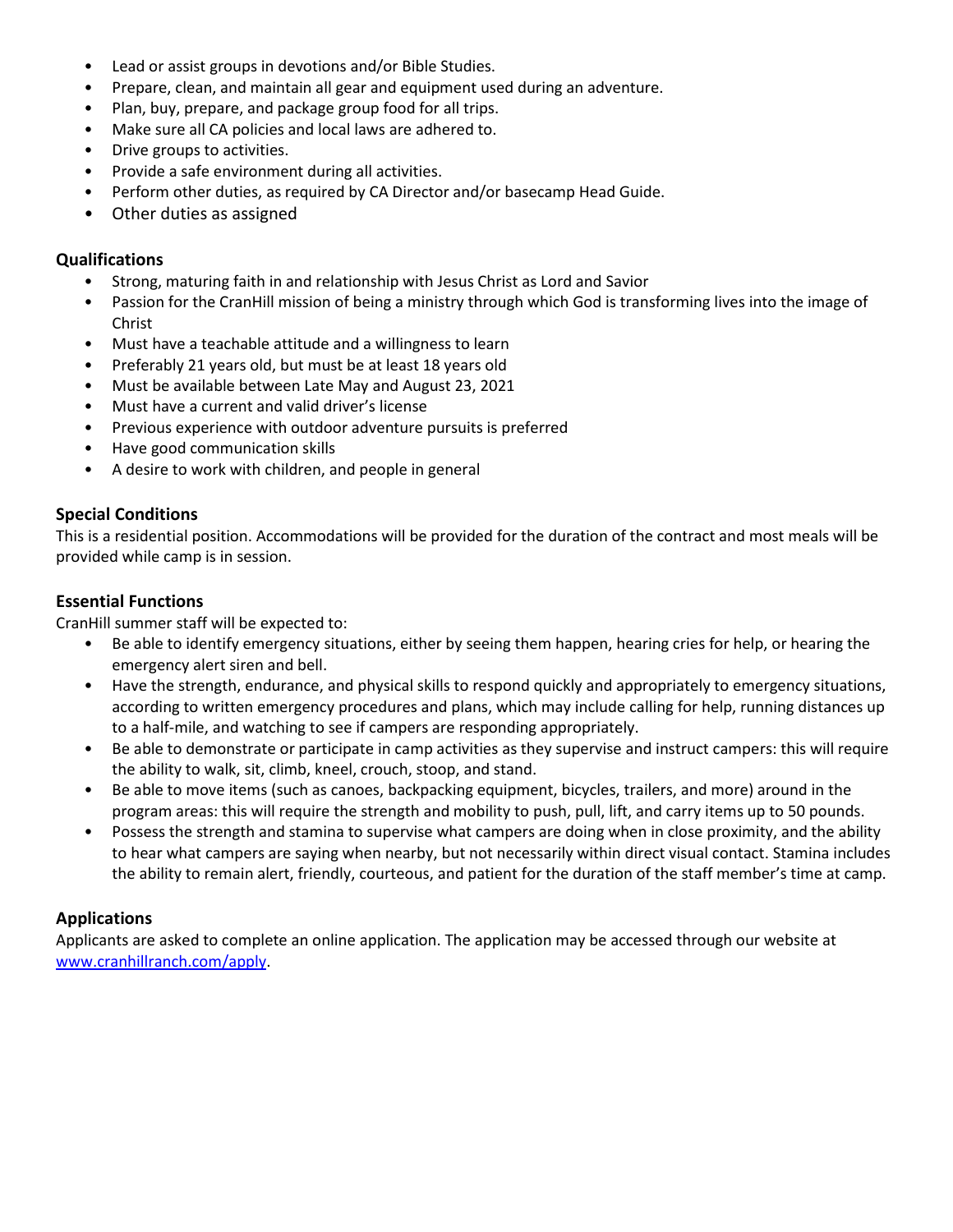- Lead or assist groups in devotions and/or Bible Studies.
- Prepare, clean, and maintain all gear and equipment used during an adventure.
- Plan, buy, prepare, and package group food for all trips.
- Make sure all CA policies and local laws are adhered to.
- Drive groups to activities.
- Provide a safe environment during all activities.
- Perform other duties, as required by CA Director and/or basecamp Head Guide.
- Other duties as assigned

### Qualifications

- Strong, maturing faith in and relationship with Jesus Christ as Lord and Savior
- Passion for the CranHill mission of being a ministry through which God is transforming lives into the image of Christ
- Must have a teachable attitude and a willingness to learn
- Preferably 21 years old, but must be at least 18 years old
- Must be available between Late May and August 23, 2021
- Must have a current and valid driver's license
- Previous experience with outdoor adventure pursuits is preferred
- Have good communication skills
- A desire to work with children, and people in general

### Special Conditions

This is a residential position. Accommodations will be provided for the duration of the contract and most meals will be provided while camp is in session.

### Essential Functions

CranHill summer staff will be expected to:

- Be able to identify emergency situations, either by seeing them happen, hearing cries for help, or hearing the emergency alert siren and bell.
- Have the strength, endurance, and physical skills to respond quickly and appropriately to emergency situations, according to written emergency procedures and plans, which may include calling for help, running distances up to a half-mile, and watching to see if campers are responding appropriately.
- Be able to demonstrate or participate in camp activities as they supervise and instruct campers: this will require the ability to walk, sit, climb, kneel, crouch, stoop, and stand.
- Be able to move items (such as canoes, backpacking equipment, bicycles, trailers, and more) around in the program areas: this will require the strength and mobility to push, pull, lift, and carry items up to 50 pounds.
- Possess the strength and stamina to supervise what campers are doing when in close proximity, and the ability to hear what campers are saying when nearby, but not necessarily within direct visual contact. Stamina includes the ability to remain alert, friendly, courteous, and patient for the duration of the staff member's time at camp.

### Applications

Applicants are asked to complete an online application. The application may be accessed through our website at [www.cranhillranch.com/apply](http://www.cranhillranch.com/apply).